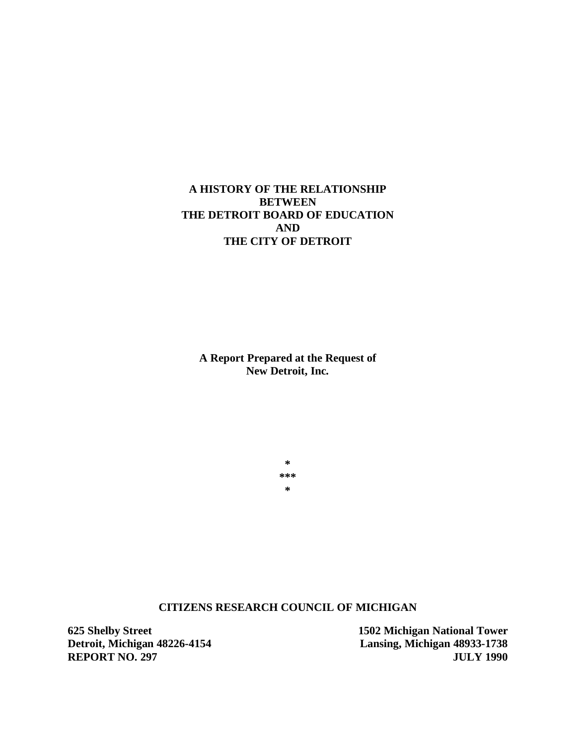# A HISTORY OF THE RELATIONSHIP BETWEEN THE DETROIT BOARD OF EDUCATION AND THE CITY OF DETROIT

**A Report Prepared at the Request of**
**New Detroit, Inc.**

\*
\*\*\*
\*

**CITIZENS RESEARCH COUNCIL OF MICHIGAN**

**625 Shelby Street**
**Detroit, Michigan 48226-4154**
**REPORT NO. 297**

**1502 Michigan National Tower**
**Lansing, Michigan 48933-1738**
**JULY 1990**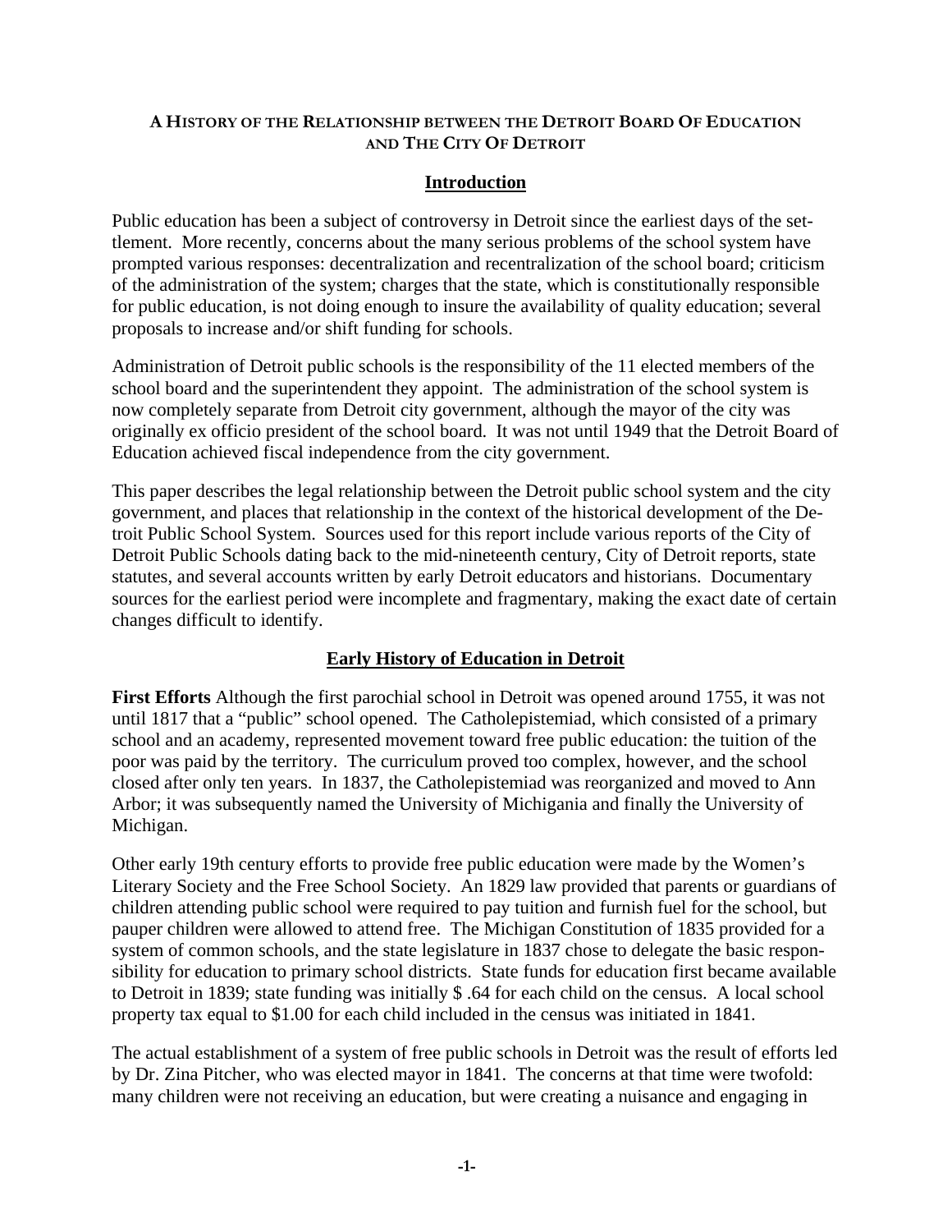**A HISTORY OF THE RELATIONSHIP BETWEEN THE DETROIT BOARD OF EDUCATION AND THE CITY OF DETROIT**

## Introduction

Public education has been a subject of controversy in Detroit since the earliest days of the settlement. More recently, concerns about the many serious problems of the school system have prompted various responses: decentralization and recentralization of the school board; criticism of the administration of the system; charges that the state, which is constitutionally responsible for public education, is not doing enough to insure the availability of quality education; several proposals to increase and/or shift funding for schools.

Administration of Detroit public schools is the responsibility of the 11 elected members of the school board and the superintendent they appoint. The administration of the school system is now completely separate from Detroit city government, although the mayor of the city was originally ex officio president of the school board. It was not until 1949 that the Detroit Board of Education achieved fiscal independence from the city government.

This paper describes the legal relationship between the Detroit public school system and the city government, and places that relationship in the context of the historical development of the Detroit Public School System. Sources used for this report include various reports of the City of Detroit Public Schools dating back to the mid-nineteenth century, City of Detroit reports, state statutes, and several accounts written by early Detroit educators and historians. Documentary sources for the earliest period were incomplete and fragmentary, making the exact date of certain changes difficult to identify.

## Early History of Education in Detroit

**First Efforts** Although the first parochial school in Detroit was opened around 1755, it was not until 1817 that a "public" school opened. The Catholepistemiad, which consisted of a primary school and an academy, represented movement toward free public education: the tuition of the poor was paid by the territory. The curriculum proved too complex, however, and the school closed after only ten years. In 1837, the Catholepistemiad was reorganized and moved to Ann Arbor; it was subsequently named the University of Michigania and finally the University of Michigan.

Other early 19th century efforts to provide free public education were made by the Women's Literary Society and the Free School Society. An 1829 law provided that parents or guardians of children attending public school were required to pay tuition and furnish fuel for the school, but pauper children were allowed to attend free. The Michigan Constitution of 1835 provided for a system of common schools, and the state legislature in 1837 chose to delegate the basic responsibility for education to primary school districts. State funds for education first became available to Detroit in 1839; state funding was initially $ .64 for each child on the census. A local school property tax equal to $1.00 for each child included in the census was initiated in 1841.

The actual establishment of a system of free public schools in Detroit was the result of efforts led by Dr. Zina Pitcher, who was elected mayor in 1841. The concerns at that time were twofold: many children were not receiving an education, but were creating a nuisance and engaging in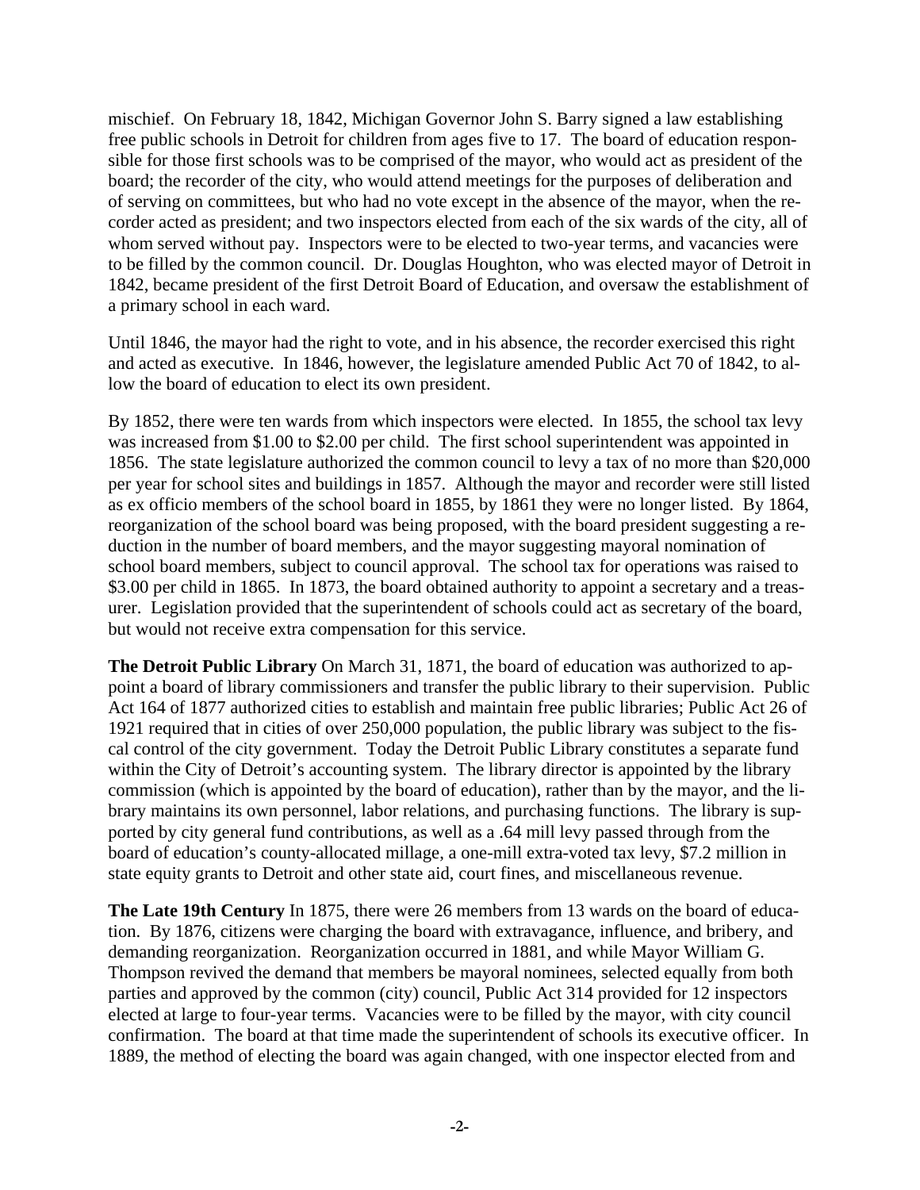mischief. On February 18, 1842, Michigan Governor John S. Barry signed a law establishing free public schools in Detroit for children from ages five to 17. The board of education responsible for those first schools was to be comprised of the mayor, who would act as president of the board; the recorder of the city, who would attend meetings for the purposes of deliberation and of serving on committees, but who had no vote except in the absence of the mayor, when the recorder acted as president; and two inspectors elected from each of the six wards of the city, all of whom served without pay. Inspectors were to be elected to two-year terms, and vacancies were to be filled by the common council. Dr. Douglas Houghton, who was elected mayor of Detroit in 1842, became president of the first Detroit Board of Education, and oversaw the establishment of a primary school in each ward.

Until 1846, the mayor had the right to vote, and in his absence, the recorder exercised this right and acted as executive. In 1846, however, the legislature amended Public Act 70 of 1842, to allow the board of education to elect its own president.

By 1852, there were ten wards from which inspectors were elected. In 1855, the school tax levy was increased from $1.00 to $2.00 per child. The first school superintendent was appointed in 1856. The state legislature authorized the common council to levy a tax of no more than $20,000 per year for school sites and buildings in 1857. Although the mayor and recorder were still listed as ex officio members of the school board in 1855, by 1861 they were no longer listed. By 1864, reorganization of the school board was being proposed, with the board president suggesting a reduction in the number of board members, and the mayor suggesting mayoral nomination of school board members, subject to council approval. The school tax for operations was raised to $3.00 per child in 1865. In 1873, the board obtained authority to appoint a secretary and a treasurer. Legislation provided that the superintendent of schools could act as secretary of the board, but would not receive extra compensation for this service.

**The Detroit Public Library** On March 31, 1871, the board of education was authorized to appoint a board of library commissioners and transfer the public library to their supervision. Public Act 164 of 1877 authorized cities to establish and maintain free public libraries; Public Act 26 of 1921 required that in cities of over 250,000 population, the public library was subject to the fiscal control of the city government. Today the Detroit Public Library constitutes a separate fund within the City of Detroit's accounting system. The library director is appointed by the library commission (which is appointed by the board of education), rather than by the mayor, and the library maintains its own personnel, labor relations, and purchasing functions. The library is supported by city general fund contributions, as well as a .64 mill levy passed through from the board of education's county-allocated millage, a one-mill extra-voted tax levy, $7.2 million in state equity grants to Detroit and other state aid, court fines, and miscellaneous revenue.

**The Late 19th Century** In 1875, there were 26 members from 13 wards on the board of education. By 1876, citizens were charging the board with extravagance, influence, and bribery, and demanding reorganization. Reorganization occurred in 1881, and while Mayor William G. Thompson revived the demand that members be mayoral nominees, selected equally from both parties and approved by the common (city) council, Public Act 314 provided for 12 inspectors elected at large to four-year terms. Vacancies were to be filled by the mayor, with city council confirmation. The board at that time made the superintendent of schools its executive officer. In 1889, the method of electing the board was again changed, with one inspector elected from and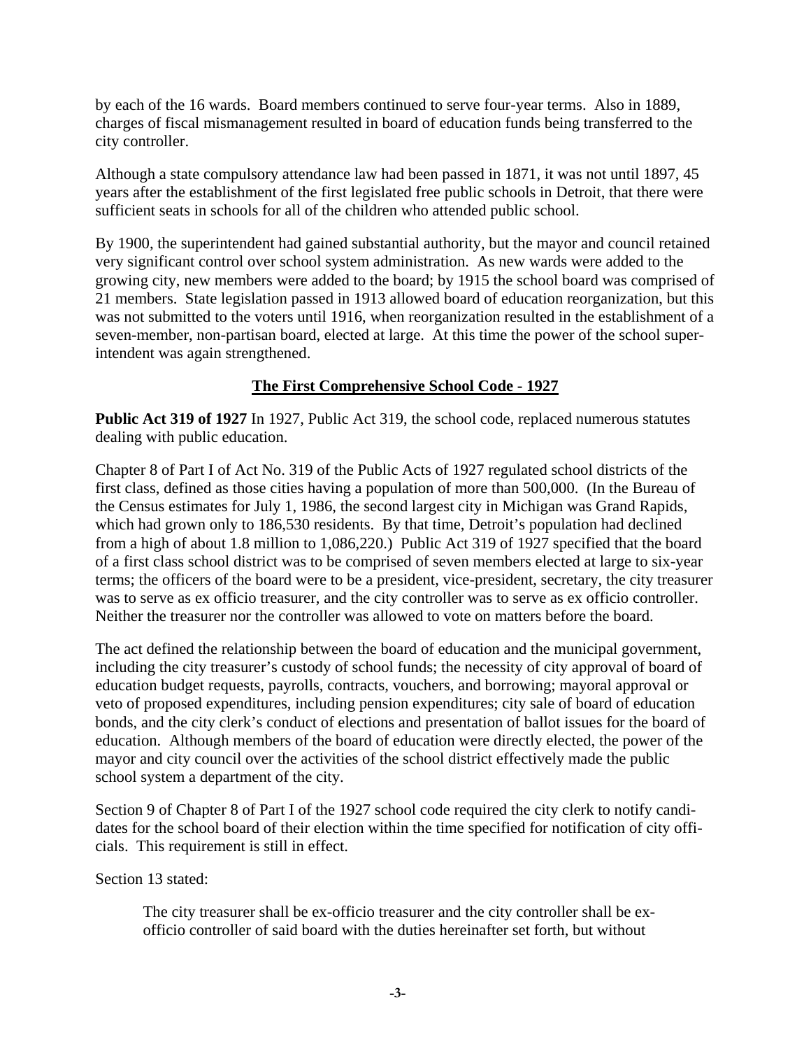by each of the 16 wards. Board members continued to serve four-year terms. Also in 1889, charges of fiscal mismanagement resulted in board of education funds being transferred to the city controller.

Although a state compulsory attendance law had been passed in 1871, it was not until 1897, 45 years after the establishment of the first legislated free public schools in Detroit, that there were sufficient seats in schools for all of the children who attended public school.

By 1900, the superintendent had gained substantial authority, but the mayor and council retained very significant control over school system administration. As new wards were added to the growing city, new members were added to the board; by 1915 the school board was comprised of 21 members. State legislation passed in 1913 allowed board of education reorganization, but this was not submitted to the voters until 1916, when reorganization resulted in the establishment of a seven-member, non-partisan board, elected at large. At this time the power of the school superintendent was again strengthened.

## The First Comprehensive School Code - 1927

**Public Act 319 of 1927** In 1927, Public Act 319, the school code, replaced numerous statutes dealing with public education.

Chapter 8 of Part I of Act No. 319 of the Public Acts of 1927 regulated school districts of the first class, defined as those cities having a population of more than 500,000. (In the Bureau of the Census estimates for July 1, 1986, the second largest city in Michigan was Grand Rapids, which had grown only to 186,530 residents. By that time, Detroit's population had declined from a high of about 1.8 million to 1,086,220.) Public Act 319 of 1927 specified that the board of a first class school district was to be comprised of seven members elected at large to six-year terms; the officers of the board were to be a president, vice-president, secretary, the city treasurer was to serve as ex officio treasurer, and the city controller was to serve as ex officio controller. Neither the treasurer nor the controller was allowed to vote on matters before the board.

The act defined the relationship between the board of education and the municipal government, including the city treasurer's custody of school funds; the necessity of city approval of board of education budget requests, payrolls, contracts, vouchers, and borrowing; mayoral approval or veto of proposed expenditures, including pension expenditures; city sale of board of education bonds, and the city clerk's conduct of elections and presentation of ballot issues for the board of education. Although members of the board of education were directly elected, the power of the mayor and city council over the activities of the school district effectively made the public school system a department of the city.

Section 9 of Chapter 8 of Part I of the 1927 school code required the city clerk to notify candidates for the school board of their election within the time specified for notification of city officials. This requirement is still in effect.

Section 13 stated:

> The city treasurer shall be ex-officio treasurer and the city controller shall be ex-officio controller of said board with the duties hereinafter set forth, but without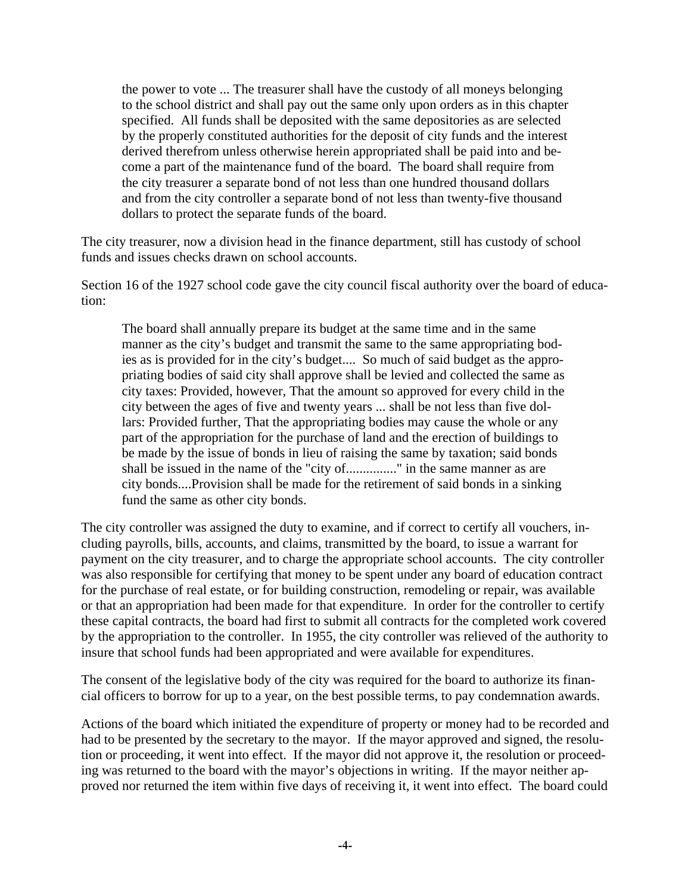> the power to vote ... The treasurer shall have the custody of all moneys belonging to the school district and shall pay out the same only upon orders as in this chapter specified. All funds shall be deposited with the same depositories as are selected by the properly constituted authorities for the deposit of city funds and the interest derived therefrom unless otherwise herein appropriated shall be paid into and become a part of the maintenance fund of the board. The board shall require from the city treasurer a separate bond of not less than one hundred thousand dollars and from the city controller a separate bond of not less than twenty-five thousand dollars to protect the separate funds of the board.

The city treasurer, now a division head in the finance department, still has custody of school funds and issues checks drawn on school accounts.

Section 16 of the 1927 school code gave the city council fiscal authority over the board of education:

> The board shall annually prepare its budget at the same time and in the same manner as the city's budget and transmit the same to the same appropriating bodies as is provided for in the city's budget.... So much of said budget as the appropriating bodies of said city shall approve shall be levied and collected the same as city taxes: Provided, however, That the amount so approved for every child in the city between the ages of five and twenty years ... shall be not less than five dollars: Provided further, That the appropriating bodies may cause the whole or any part of the appropriation for the purchase of land and the erection of buildings to be made by the issue of bonds in lieu of raising the same by taxation; said bonds shall be issued in the name of the "city of..............." in the same manner as are city bonds....Provision shall be made for the retirement of said bonds in a sinking fund the same as other city bonds.

The city controller was assigned the duty to examine, and if correct to certify all vouchers, including payrolls, bills, accounts, and claims, transmitted by the board, to issue a warrant for payment on the city treasurer, and to charge the appropriate school accounts. The city controller was also responsible for certifying that money to be spent under any board of education contract for the purchase of real estate, or for building construction, remodeling or repair, was available or that an appropriation had been made for that expenditure. In order for the controller to certify these capital contracts, the board had first to submit all contracts for the completed work covered by the appropriation to the controller. In 1955, the city controller was relieved of the authority to insure that school funds had been appropriated and were available for expenditures.

The consent of the legislative body of the city was required for the board to authorize its financial officers to borrow for up to a year, on the best possible terms, to pay condemnation awards.

Actions of the board which initiated the expenditure of property or money had to be recorded and had to be presented by the secretary to the mayor. If the mayor approved and signed, the resolution or proceeding, it went into effect. If the mayor did not approve it, the resolution or proceeding was returned to the board with the mayor's objections in writing. If the mayor neither approved nor returned the item within five days of receiving it, it went into effect. The board could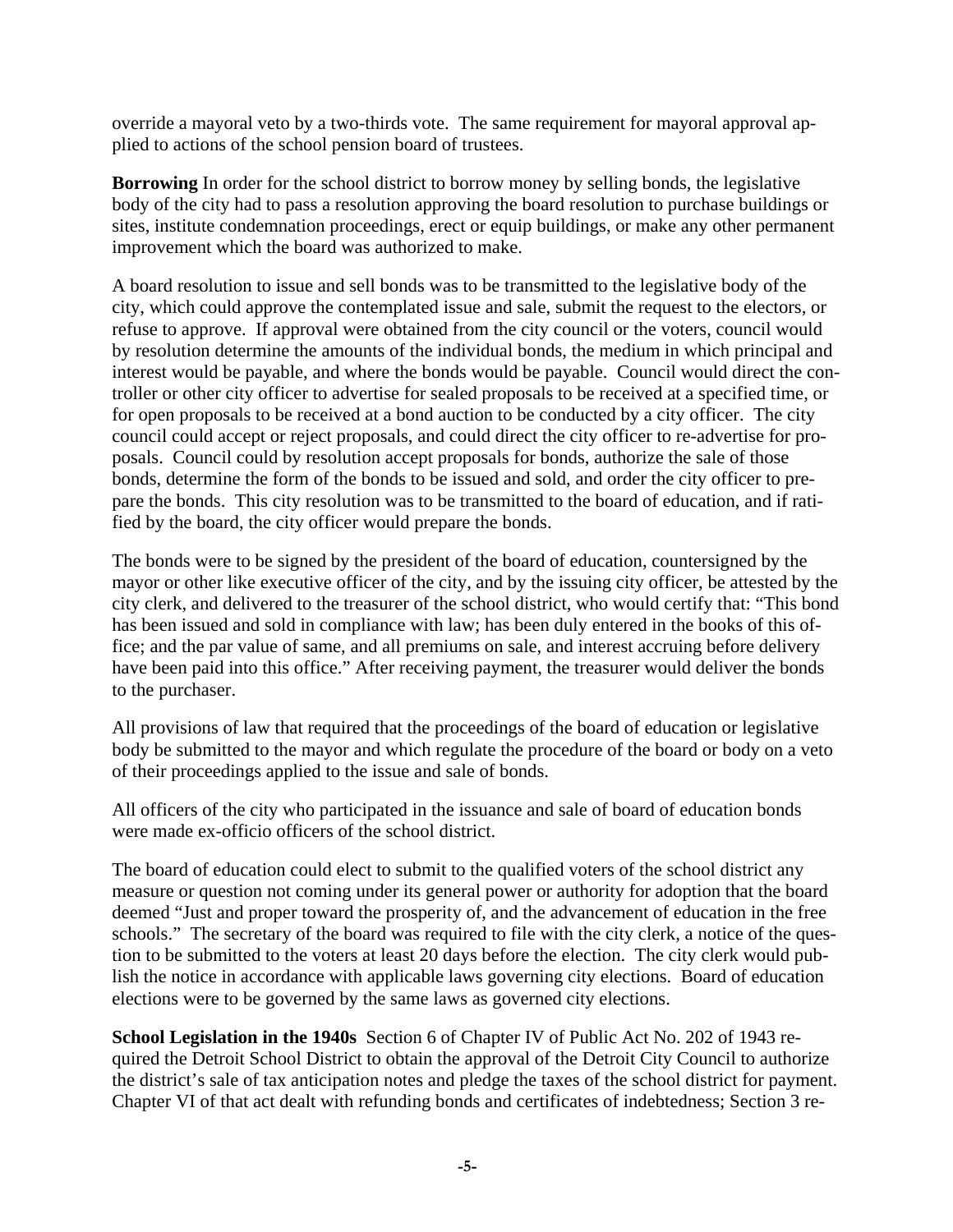override a mayoral veto by a two-thirds vote. The same requirement for mayoral approval applied to actions of the school pension board of trustees.

**Borrowing** In order for the school district to borrow money by selling bonds, the legislative body of the city had to pass a resolution approving the board resolution to purchase buildings or sites, institute condemnation proceedings, erect or equip buildings, or make any other permanent improvement which the board was authorized to make.

A board resolution to issue and sell bonds was to be transmitted to the legislative body of the city, which could approve the contemplated issue and sale, submit the request to the electors, or refuse to approve. If approval were obtained from the city council or the voters, council would by resolution determine the amounts of the individual bonds, the medium in which principal and interest would be payable, and where the bonds would be payable. Council would direct the controller or other city officer to advertise for sealed proposals to be received at a specified time, or for open proposals to be received at a bond auction to be conducted by a city officer. The city council could accept or reject proposals, and could direct the city officer to re-advertise for proposals. Council could by resolution accept proposals for bonds, authorize the sale of those bonds, determine the form of the bonds to be issued and sold, and order the city officer to prepare the bonds. This city resolution was to be transmitted to the board of education, and if ratified by the board, the city officer would prepare the bonds.

The bonds were to be signed by the president of the board of education, countersigned by the mayor or other like executive officer of the city, and by the issuing city officer, be attested by the city clerk, and delivered to the treasurer of the school district, who would certify that: "This bond has been issued and sold in compliance with law; has been duly entered in the books of this office; and the par value of same, and all premiums on sale, and interest accruing before delivery have been paid into this office." After receiving payment, the treasurer would deliver the bonds to the purchaser.

All provisions of law that required that the proceedings of the board of education or legislative body be submitted to the mayor and which regulate the procedure of the board or body on a veto of their proceedings applied to the issue and sale of bonds.

All officers of the city who participated in the issuance and sale of board of education bonds were made ex-officio officers of the school district.

The board of education could elect to submit to the qualified voters of the school district any measure or question not coming under its general power or authority for adoption that the board deemed "Just and proper toward the prosperity of, and the advancement of education in the free schools." The secretary of the board was required to file with the city clerk, a notice of the question to be submitted to the voters at least 20 days before the election. The city clerk would publish the notice in accordance with applicable laws governing city elections. Board of education elections were to be governed by the same laws as governed city elections.

**School Legislation in the 1940s** Section 6 of Chapter IV of Public Act No. 202 of 1943 required the Detroit School District to obtain the approval of the Detroit City Council to authorize the district's sale of tax anticipation notes and pledge the taxes of the school district for payment. Chapter VI of that act dealt with refunding bonds and certificates of indebtedness; Section 3 re-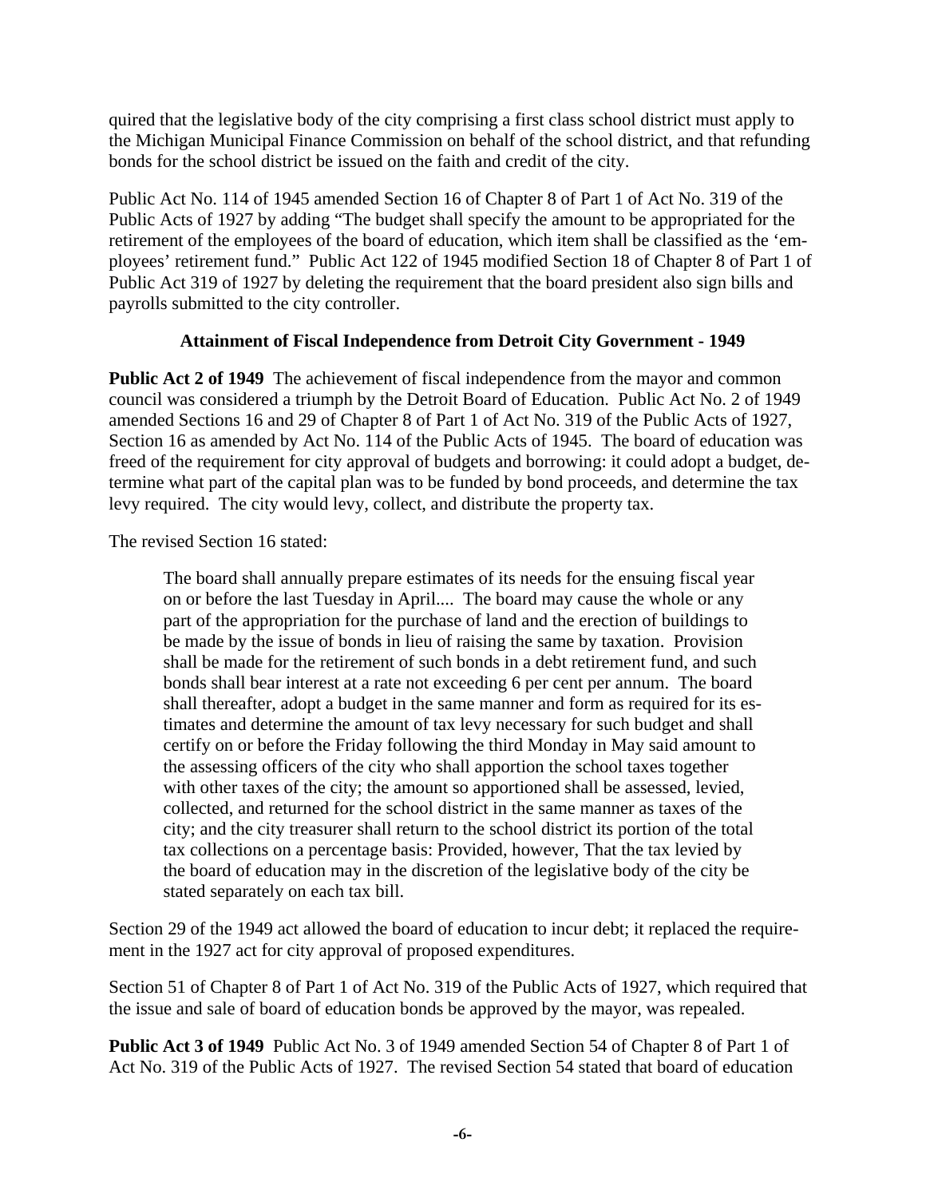quired that the legislative body of the city comprising a first class school district must apply to the Michigan Municipal Finance Commission on behalf of the school district, and that refunding bonds for the school district be issued on the faith and credit of the city.

Public Act No. 114 of 1945 amended Section 16 of Chapter 8 of Part 1 of Act No. 319 of the Public Acts of 1927 by adding "The budget shall specify the amount to be appropriated for the retirement of the employees of the board of education, which item shall be classified as the 'employees' retirement fund." Public Act 122 of 1945 modified Section 18 of Chapter 8 of Part 1 of Public Act 319 of 1927 by deleting the requirement that the board president also sign bills and payrolls submitted to the city controller.

### Attainment of Fiscal Independence from Detroit City Government - 1949

**Public Act 2 of 1949** The achievement of fiscal independence from the mayor and common council was considered a triumph by the Detroit Board of Education. Public Act No. 2 of 1949 amended Sections 16 and 29 of Chapter 8 of Part 1 of Act No. 319 of the Public Acts of 1927, Section 16 as amended by Act No. 114 of the Public Acts of 1945. The board of education was freed of the requirement for city approval of budgets and borrowing: it could adopt a budget, determine what part of the capital plan was to be funded by bond proceeds, and determine the tax levy required. The city would levy, collect, and distribute the property tax.

The revised Section 16 stated:

> The board shall annually prepare estimates of its needs for the ensuing fiscal year on or before the last Tuesday in April.... The board may cause the whole or any part of the appropriation for the purchase of land and the erection of buildings to be made by the issue of bonds in lieu of raising the same by taxation. Provision shall be made for the retirement of such bonds in a debt retirement fund, and such bonds shall bear interest at a rate not exceeding 6 per cent per annum. The board shall thereafter, adopt a budget in the same manner and form as required for its estimates and determine the amount of tax levy necessary for such budget and shall certify on or before the Friday following the third Monday in May said amount to the assessing officers of the city who shall apportion the school taxes together with other taxes of the city; the amount so apportioned shall be assessed, levied, collected, and returned for the school district in the same manner as taxes of the city; and the city treasurer shall return to the school district its portion of the total tax collections on a percentage basis: Provided, however, That the tax levied by the board of education may in the discretion of the legislative body of the city be stated separately on each tax bill.

Section 29 of the 1949 act allowed the board of education to incur debt; it replaced the requirement in the 1927 act for city approval of proposed expenditures.

Section 51 of Chapter 8 of Part 1 of Act No. 319 of the Public Acts of 1927, which required that the issue and sale of board of education bonds be approved by the mayor, was repealed.

**Public Act 3 of 1949** Public Act No. 3 of 1949 amended Section 54 of Chapter 8 of Part 1 of Act No. 319 of the Public Acts of 1927. The revised Section 54 stated that board of education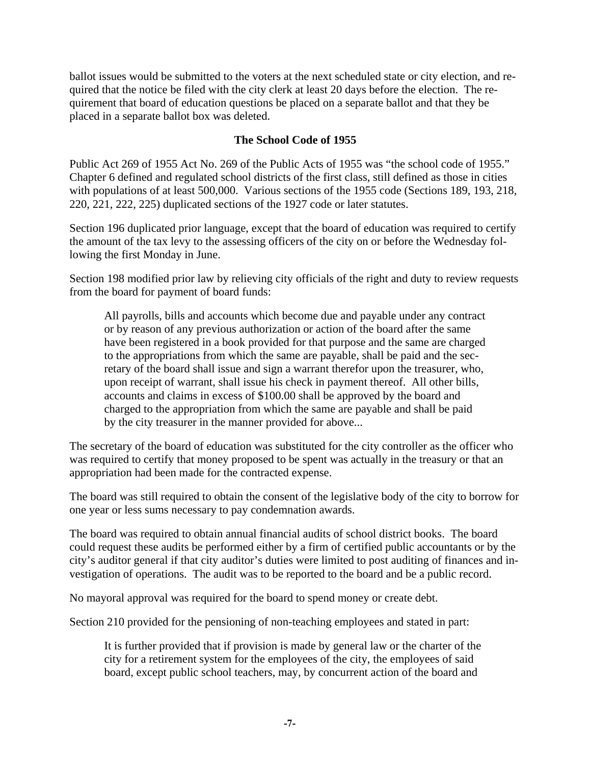ballot issues would be submitted to the voters at the next scheduled state or city election, and required that the notice be filed with the city clerk at least 20 days before the election. The requirement that board of education questions be placed on a separate ballot and that they be placed in a separate ballot box was deleted.

### The School Code of 1955

Public Act 269 of 1955 Act No. 269 of the Public Acts of 1955 was "the school code of 1955." Chapter 6 defined and regulated school districts of the first class, still defined as those in cities with populations of at least 500,000. Various sections of the 1955 code (Sections 189, 193, 218, 220, 221, 222, 225) duplicated sections of the 1927 code or later statutes.

Section 196 duplicated prior language, except that the board of education was required to certify the amount of the tax levy to the assessing officers of the city on or before the Wednesday following the first Monday in June.

Section 198 modified prior law by relieving city officials of the right and duty to review requests from the board for payment of board funds:

> All payrolls, bills and accounts which become due and payable under any contract or by reason of any previous authorization or action of the board after the same have been registered in a book provided for that purpose and the same are charged to the appropriations from which the same are payable, shall be paid and the secretary of the board shall issue and sign a warrant therefor upon the treasurer, who, upon receipt of warrant, shall issue his check in payment thereof. All other bills, accounts and claims in excess of $100.00 shall be approved by the board and charged to the appropriation from which the same are payable and shall be paid by the city treasurer in the manner provided for above...

The secretary of the board of education was substituted for the city controller as the officer who was required to certify that money proposed to be spent was actually in the treasury or that an appropriation had been made for the contracted expense.

The board was still required to obtain the consent of the legislative body of the city to borrow for one year or less sums necessary to pay condemnation awards.

The board was required to obtain annual financial audits of school district books. The board could request these audits be performed either by a firm of certified public accountants or by the city's auditor general if that city auditor's duties were limited to post auditing of finances and investigation of operations. The audit was to be reported to the board and be a public record.

No mayoral approval was required for the board to spend money or create debt.

Section 210 provided for the pensioning of non-teaching employees and stated in part:

> It is further provided that if provision is made by general law or the charter of the city for a retirement system for the employees of the city, the employees of said board, except public school teachers, may, by concurrent action of the board and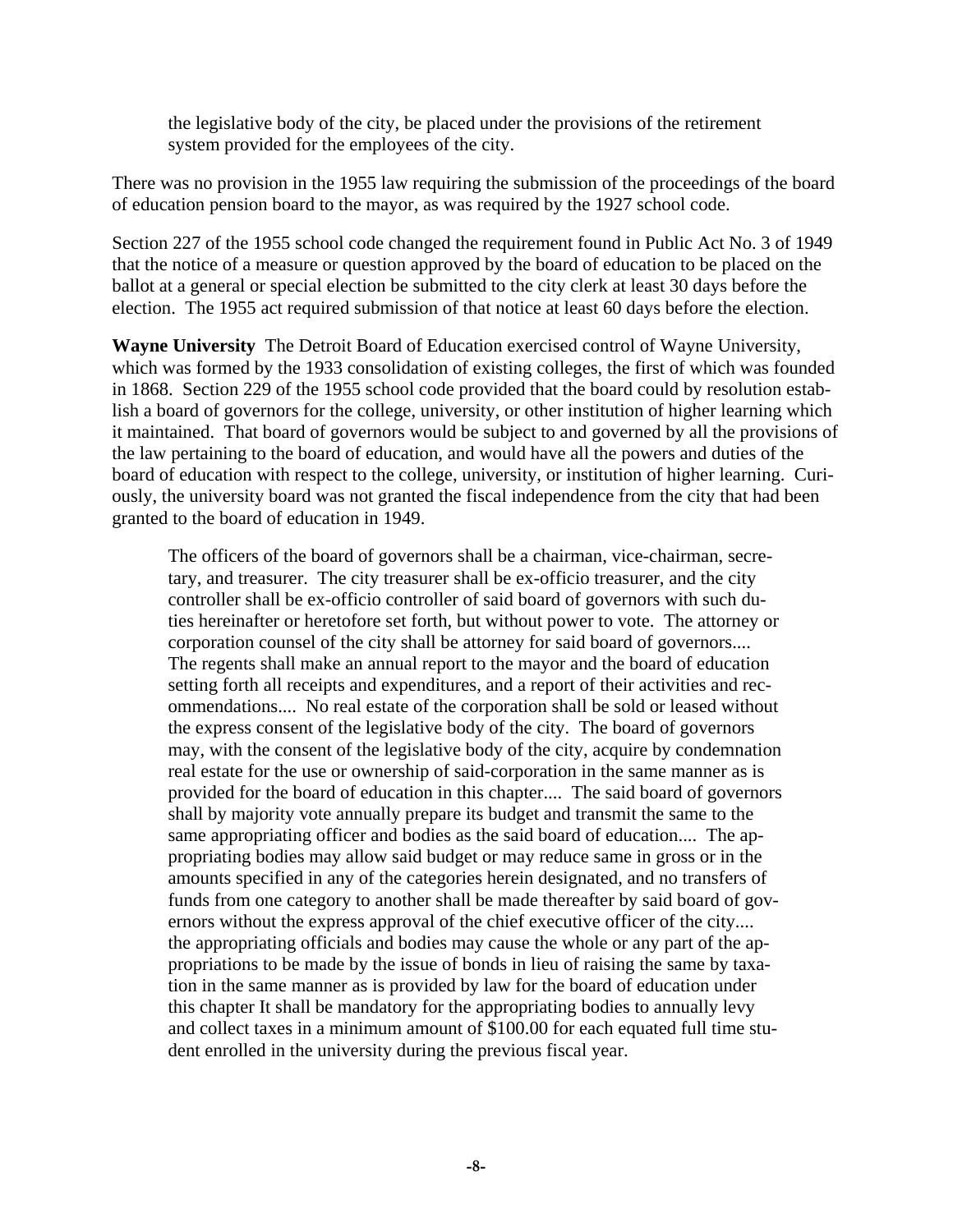> the legislative body of the city, be placed under the provisions of the retirement system provided for the employees of the city.

There was no provision in the 1955 law requiring the submission of the proceedings of the board of education pension board to the mayor, as was required by the 1927 school code.

Section 227 of the 1955 school code changed the requirement found in Public Act No. 3 of 1949 that the notice of a measure or question approved by the board of education to be placed on the ballot at a general or special election be submitted to the city clerk at least 30 days before the election. The 1955 act required submission of that notice at least 60 days before the election.

**Wayne University** The Detroit Board of Education exercised control of Wayne University, which was formed by the 1933 consolidation of existing colleges, the first of which was founded in 1868. Section 229 of the 1955 school code provided that the board could by resolution establish a board of governors for the college, university, or other institution of higher learning which it maintained. That board of governors would be subject to and governed by all the provisions of the law pertaining to the board of education, and would have all the powers and duties of the board of education with respect to the college, university, or institution of higher learning. Curiously, the university board was not granted the fiscal independence from the city that had been granted to the board of education in 1949.

> The officers of the board of governors shall be a chairman, vice-chairman, secretary, and treasurer. The city treasurer shall be ex-officio treasurer, and the city controller shall be ex-officio controller of said board of governors with such duties hereinafter or heretofore set forth, but without power to vote. The attorney or corporation counsel of the city shall be attorney for said board of governors.... The regents shall make an annual report to the mayor and the board of education setting forth all receipts and expenditures, and a report of their activities and recommendations.... No real estate of the corporation shall be sold or leased without the express consent of the legislative body of the city. The board of governors may, with the consent of the legislative body of the city, acquire by condemnation real estate for the use or ownership of said-corporation in the same manner as is provided for the board of education in this chapter.... The said board of governors shall by majority vote annually prepare its budget and transmit the same to the same appropriating officer and bodies as the said board of education.... The appropriating bodies may allow said budget or may reduce same in gross or in the amounts specified in any of the categories herein designated, and no transfers of funds from one category to another shall be made thereafter by said board of governors without the express approval of the chief executive officer of the city.... the appropriating officials and bodies may cause the whole or any part of the appropriations to be made by the issue of bonds in lieu of raising the same by taxation in the same manner as is provided by law for the board of education under this chapter It shall be mandatory for the appropriating bodies to annually levy and collect taxes in a minimum amount of $100.00 for each equated full time student enrolled in the university during the previous fiscal year.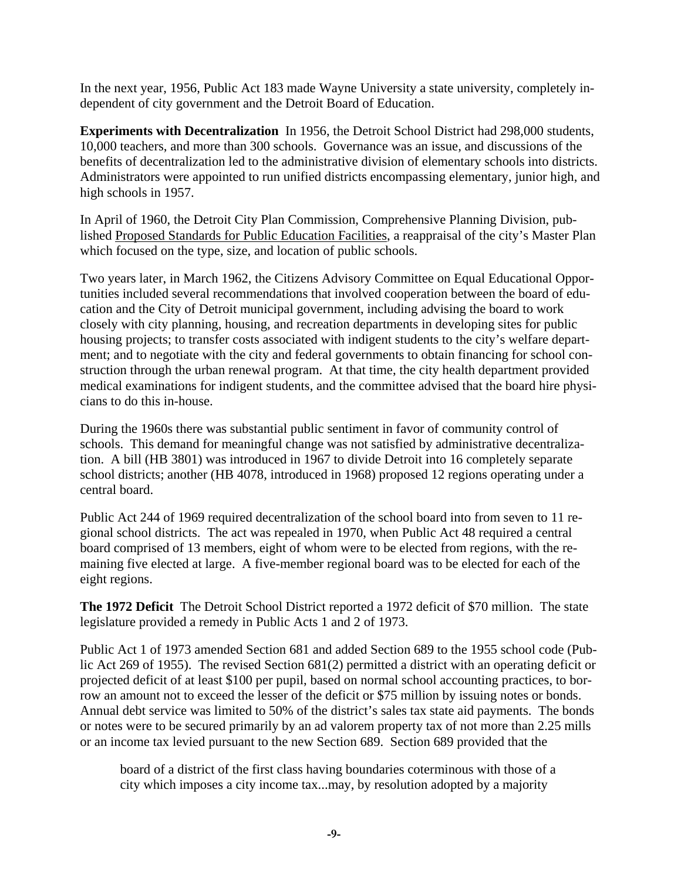In the next year, 1956, Public Act 183 made Wayne University a state university, completely independent of city government and the Detroit Board of Education.

**Experiments with Decentralization** In 1956, the Detroit School District had 298,000 students, 10,000 teachers, and more than 300 schools. Governance was an issue, and discussions of the benefits of decentralization led to the administrative division of elementary schools into districts. Administrators were appointed to run unified districts encompassing elementary, junior high, and high schools in 1957.

In April of 1960, the Detroit City Plan Commission, Comprehensive Planning Division, published Proposed Standards for Public Education Facilities, a reappraisal of the city's Master Plan which focused on the type, size, and location of public schools.

Two years later, in March 1962, the Citizens Advisory Committee on Equal Educational Opportunities included several recommendations that involved cooperation between the board of education and the City of Detroit municipal government, including advising the board to work closely with city planning, housing, and recreation departments in developing sites for public housing projects; to transfer costs associated with indigent students to the city's welfare department; and to negotiate with the city and federal governments to obtain financing for school construction through the urban renewal program. At that time, the city health department provided medical examinations for indigent students, and the committee advised that the board hire physicians to do this in-house.

During the 1960s there was substantial public sentiment in favor of community control of schools. This demand for meaningful change was not satisfied by administrative decentralization. A bill (HB 3801) was introduced in 1967 to divide Detroit into 16 completely separate school districts; another (HB 4078, introduced in 1968) proposed 12 regions operating under a central board.

Public Act 244 of 1969 required decentralization of the school board into from seven to 11 regional school districts. The act was repealed in 1970, when Public Act 48 required a central board comprised of 13 members, eight of whom were to be elected from regions, with the remaining five elected at large. A five-member regional board was to be elected for each of the eight regions.

**The 1972 Deficit** The Detroit School District reported a 1972 deficit of $70 million. The state legislature provided a remedy in Public Acts 1 and 2 of 1973.

Public Act 1 of 1973 amended Section 681 and added Section 689 to the 1955 school code (Public Act 269 of 1955). The revised Section 681(2) permitted a district with an operating deficit or projected deficit of at least $100 per pupil, based on normal school accounting practices, to borrow an amount not to exceed the lesser of the deficit or $75 million by issuing notes or bonds. Annual debt service was limited to 50% of the district's sales tax state aid payments. The bonds or notes were to be secured primarily by an ad valorem property tax of not more than 2.25 mills or an income tax levied pursuant to the new Section 689. Section 689 provided that the

> board of a district of the first class having boundaries coterminous with those of a city which imposes a city income tax...may, by resolution adopted by a majority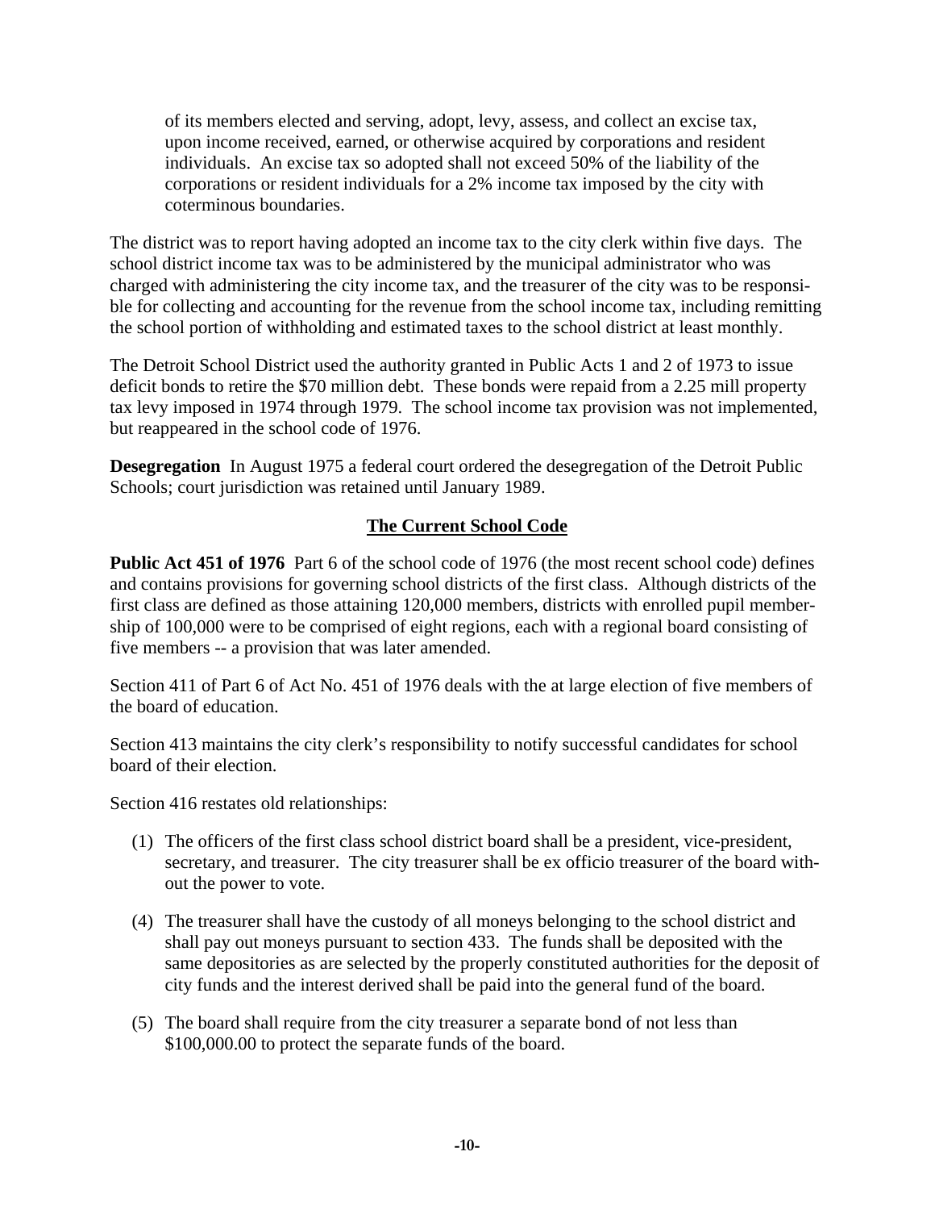> of its members elected and serving, adopt, levy, assess, and collect an excise tax, upon income received, earned, or otherwise acquired by corporations and resident individuals. An excise tax so adopted shall not exceed 50% of the liability of the corporations or resident individuals for a 2% income tax imposed by the city with coterminous boundaries.

The district was to report having adopted an income tax to the city clerk within five days. The school district income tax was to be administered by the municipal administrator who was charged with administering the city income tax, and the treasurer of the city was to be responsible for collecting and accounting for the revenue from the school income tax, including remitting the school portion of withholding and estimated taxes to the school district at least monthly.

The Detroit School District used the authority granted in Public Acts 1 and 2 of 1973 to issue deficit bonds to retire the $70 million debt. These bonds were repaid from a 2.25 mill property tax levy imposed in 1974 through 1979. The school income tax provision was not implemented, but reappeared in the school code of 1976.

**Desegregation** In August 1975 a federal court ordered the desegregation of the Detroit Public Schools; court jurisdiction was retained until January 1989.

## The Current School Code

**Public Act 451 of 1976** Part 6 of the school code of 1976 (the most recent school code) defines and contains provisions for governing school districts of the first class. Although districts of the first class are defined as those attaining 120,000 members, districts with enrolled pupil membership of 100,000 were to be comprised of eight regions, each with a regional board consisting of five members -- a provision that was later amended.

Section 411 of Part 6 of Act No. 451 of 1976 deals with the at large election of five members of the board of education.

Section 413 maintains the city clerk's responsibility to notify successful candidates for school board of their election.

Section 416 restates old relationships:

> (1) The officers of the first class school district board shall be a president, vice-president, secretary, and treasurer. The city treasurer shall be ex officio treasurer of the board without the power to vote.
>
> (4) The treasurer shall have the custody of all moneys belonging to the school district and shall pay out moneys pursuant to section 433. The funds shall be deposited with the same depositories as are selected by the properly constituted authorities for the deposit of city funds and the interest derived shall be paid into the general fund of the board.
>
> (5) The board shall require from the city treasurer a separate bond of not less than $100,000.00 to protect the separate funds of the board.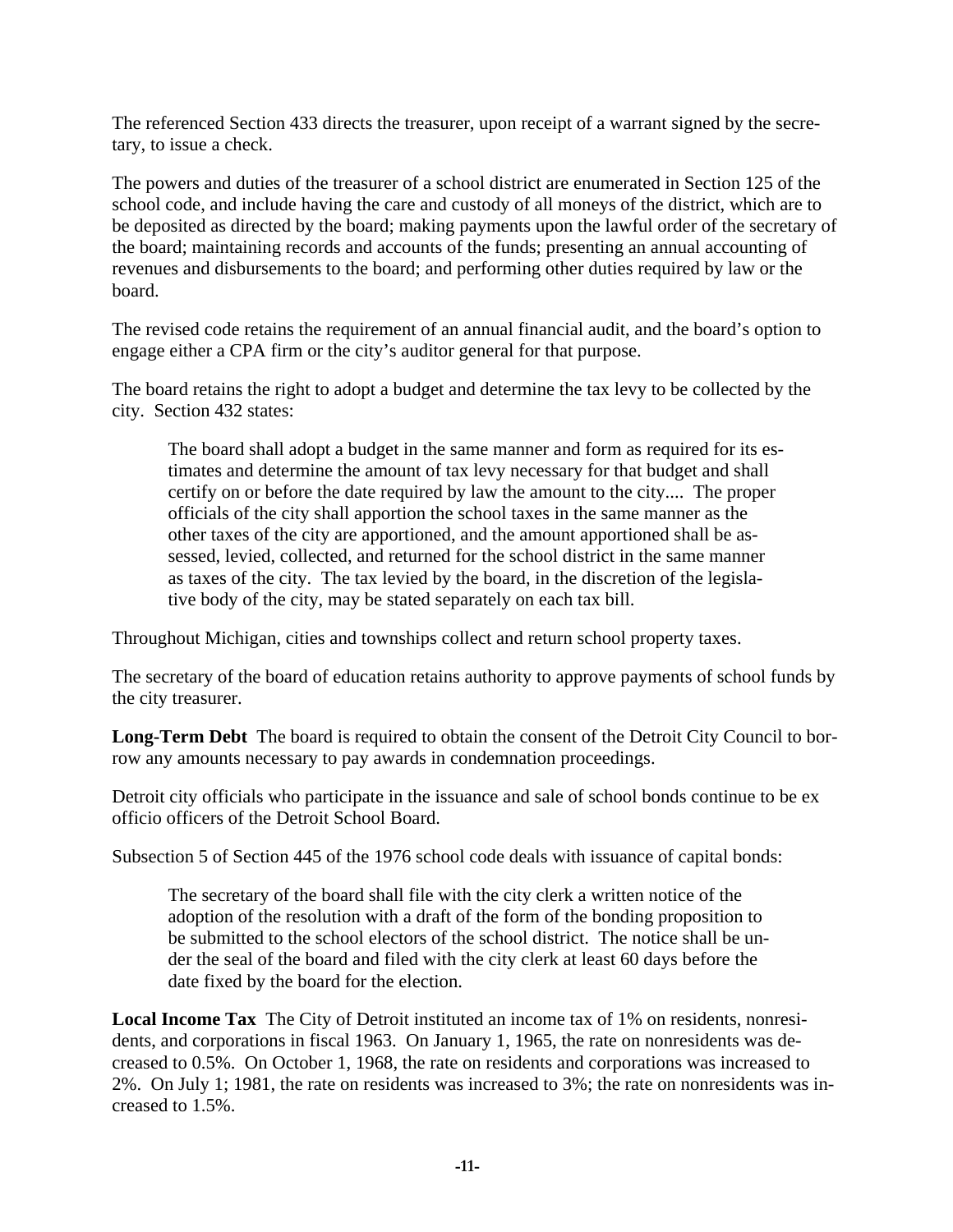The referenced Section 433 directs the treasurer, upon receipt of a warrant signed by the secretary, to issue a check.

The powers and duties of the treasurer of a school district are enumerated in Section 125 of the school code, and include having the care and custody of all moneys of the district, which are to be deposited as directed by the board; making payments upon the lawful order of the secretary of the board; maintaining records and accounts of the funds; presenting an annual accounting of revenues and disbursements to the board; and performing other duties required by law or the board.

The revised code retains the requirement of an annual financial audit, and the board's option to engage either a CPA firm or the city's auditor general for that purpose.

The board retains the right to adopt a budget and determine the tax levy to be collected by the city. Section 432 states:

> The board shall adopt a budget in the same manner and form as required for its estimates and determine the amount of tax levy necessary for that budget and shall certify on or before the date required by law the amount to the city.... The proper officials of the city shall apportion the school taxes in the same manner as the other taxes of the city are apportioned, and the amount apportioned shall be assessed, levied, collected, and returned for the school district in the same manner as taxes of the city. The tax levied by the board, in the discretion of the legislative body of the city, may be stated separately on each tax bill.

Throughout Michigan, cities and townships collect and return school property taxes.

The secretary of the board of education retains authority to approve payments of school funds by the city treasurer.

**Long-Term Debt** The board is required to obtain the consent of the Detroit City Council to borrow any amounts necessary to pay awards in condemnation proceedings.

Detroit city officials who participate in the issuance and sale of school bonds continue to be ex officio officers of the Detroit School Board.

Subsection 5 of Section 445 of the 1976 school code deals with issuance of capital bonds:

> The secretary of the board shall file with the city clerk a written notice of the adoption of the resolution with a draft of the form of the bonding proposition to be submitted to the school electors of the school district. The notice shall be under the seal of the board and filed with the city clerk at least 60 days before the date fixed by the board for the election.

**Local Income Tax** The City of Detroit instituted an income tax of 1% on residents, nonresidents, and corporations in fiscal 1963. On January 1, 1965, the rate on nonresidents was decreased to 0.5%. On October 1, 1968, the rate on residents and corporations was increased to 2%. On July 1; 1981, the rate on residents was increased to 3%; the rate on nonresidents was increased to 1.5%.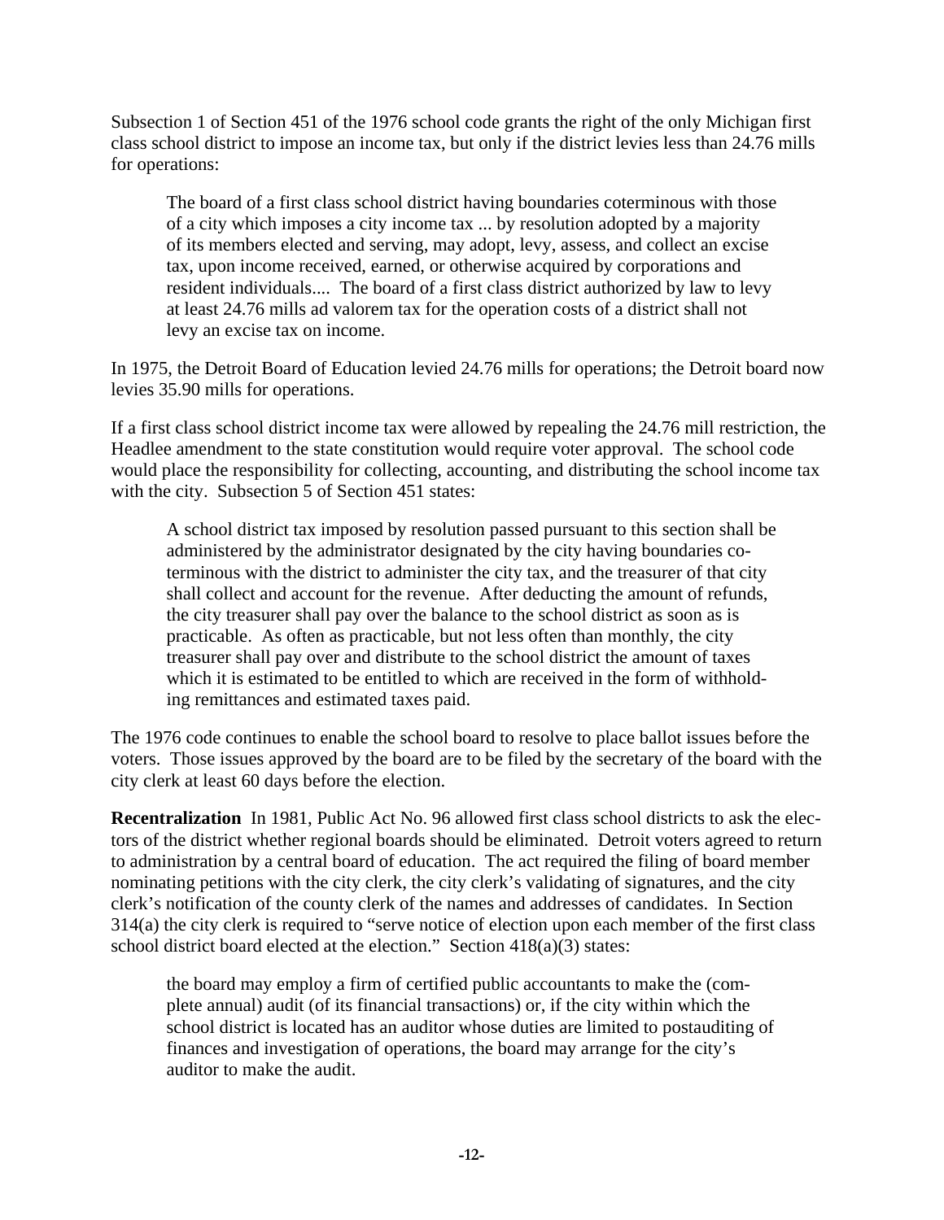Subsection 1 of Section 451 of the 1976 school code grants the right of the only Michigan first class school district to impose an income tax, but only if the district levies less than 24.76 mills for operations:

> The board of a first class school district having boundaries coterminous with those of a city which imposes a city income tax ... by resolution adopted by a majority of its members elected and serving, may adopt, levy, assess, and collect an excise tax, upon income received, earned, or otherwise acquired by corporations and resident individuals.... The board of a first class district authorized by law to levy at least 24.76 mills ad valorem tax for the operation costs of a district shall not levy an excise tax on income.

In 1975, the Detroit Board of Education levied 24.76 mills for operations; the Detroit board now levies 35.90 mills for operations.

If a first class school district income tax were allowed by repealing the 24.76 mill restriction, the Headlee amendment to the state constitution would require voter approval. The school code would place the responsibility for collecting, accounting, and distributing the school income tax with the city. Subsection 5 of Section 451 states:

> A school district tax imposed by resolution passed pursuant to this section shall be administered by the administrator designated by the city having boundaries coterminous with the district to administer the city tax, and the treasurer of that city shall collect and account for the revenue. After deducting the amount of refunds, the city treasurer shall pay over the balance to the school district as soon as is practicable. As often as practicable, but not less often than monthly, the city treasurer shall pay over and distribute to the school district the amount of taxes which it is estimated to be entitled to which are received in the form of withholding remittances and estimated taxes paid.

The 1976 code continues to enable the school board to resolve to place ballot issues before the voters. Those issues approved by the board are to be filed by the secretary of the board with the city clerk at least 60 days before the election.

**Recentralization** In 1981, Public Act No. 96 allowed first class school districts to ask the electors of the district whether regional boards should be eliminated. Detroit voters agreed to return to administration by a central board of education. The act required the filing of board member nominating petitions with the city clerk, the city clerk's validating of signatures, and the city clerk's notification of the county clerk of the names and addresses of candidates. In Section 314(a) the city clerk is required to "serve notice of election upon each member of the first class school district board elected at the election." Section 418(a)(3) states:

> the board may employ a firm of certified public accountants to make the (complete annual) audit (of its financial transactions) or, if the city within which the school district is located has an auditor whose duties are limited to postauditing of finances and investigation of operations, the board may arrange for the city's auditor to make the audit.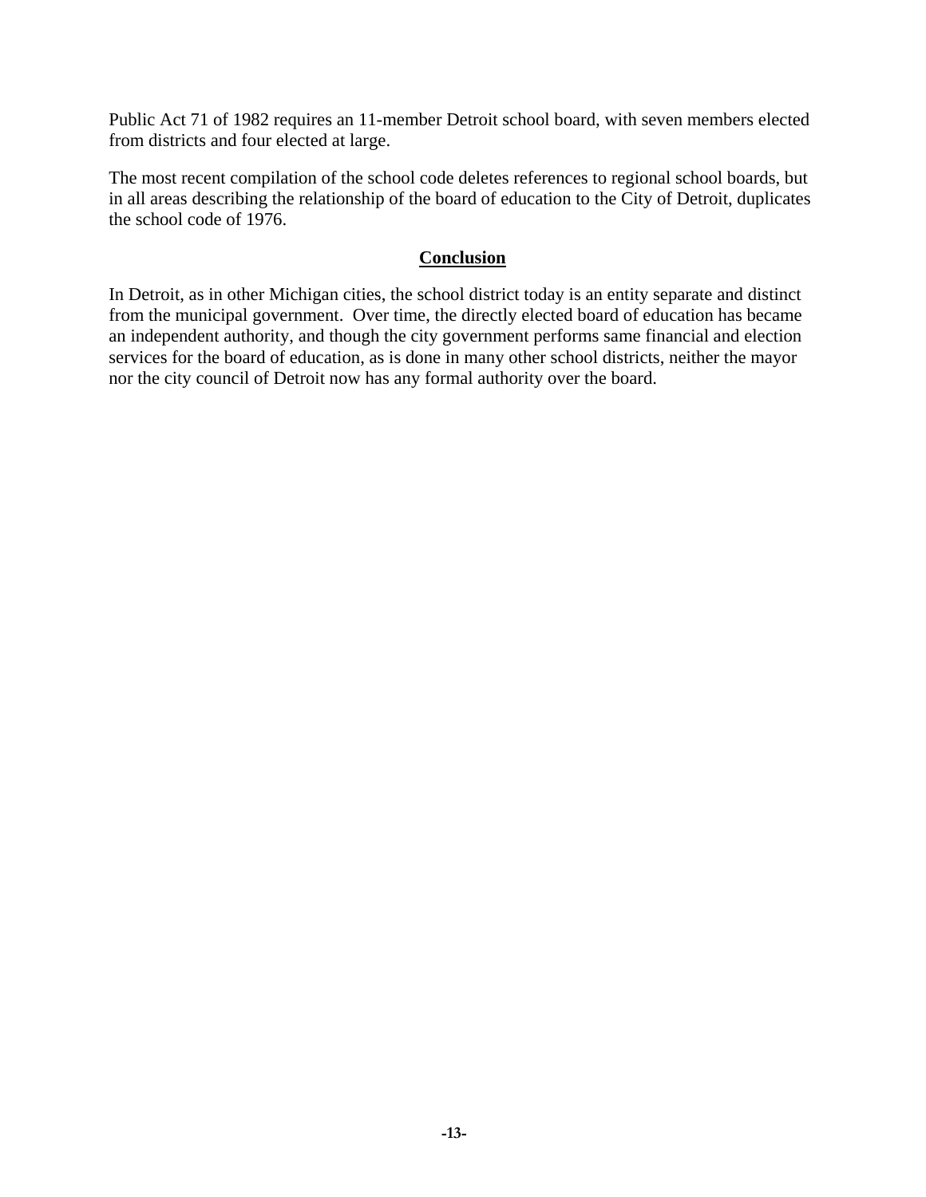Public Act 71 of 1982 requires an 11-member Detroit school board, with seven members elected from districts and four elected at large.

The most recent compilation of the school code deletes references to regional school boards, but in all areas describing the relationship of the board of education to the City of Detroit, duplicates the school code of 1976.

## Conclusion

In Detroit, as in other Michigan cities, the school district today is an entity separate and distinct from the municipal government. Over time, the directly elected board of education has became an independent authority, and though the city government performs same financial and election services for the board of education, as is done in many other school districts, neither the mayor nor the city council of Detroit now has any formal authority over the board.